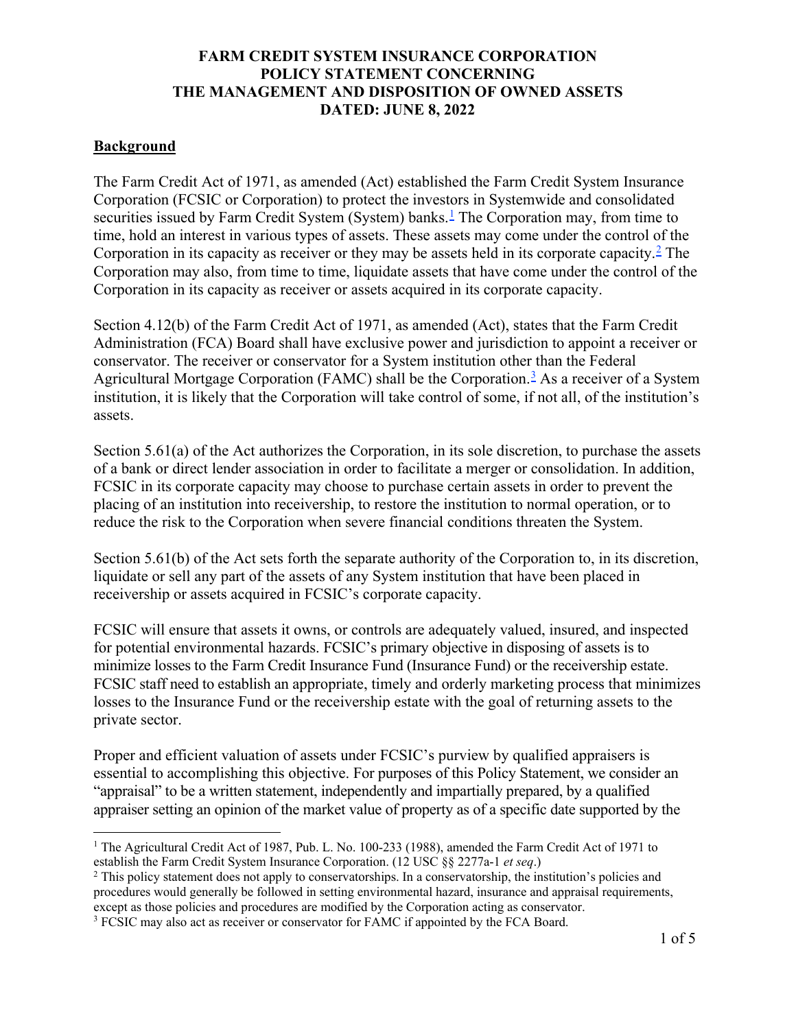# FARM CREDIT SYSTEM INSURANCE CORPORATION
# POLICY STATEMENT CONCERNING
# THE MANAGEMENT AND DISPOSITION OF OWNED ASSETS
# DATED: JUNE 8, 2022

## Background

The Farm Credit Act of 1971, as amended (Act) established the Farm Credit System Insurance Corporation (FCSIC or Corporation) to protect the investors in Systemwide and consolidated securities issued by Farm Credit System (System) banks.[1] The Corporation may, from time to time, hold an interest in various types of assets. These assets may come under the control of the Corporation in its capacity as receiver or they may be assets held in its corporate capacity.[2] The Corporation may also, from time to time, liquidate assets that have come under the control of the Corporation in its capacity as receiver or assets acquired in its corporate capacity.

Section 4.12(b) of the Farm Credit Act of 1971, as amended (Act), states that the Farm Credit Administration (FCA) Board shall have exclusive power and jurisdiction to appoint a receiver or conservator. The receiver or conservator for a System institution other than the Federal Agricultural Mortgage Corporation (FAMC) shall be the Corporation.[3] As a receiver of a System institution, it is likely that the Corporation will take control of some, if not all, of the institution's assets.

Section 5.61(a) of the Act authorizes the Corporation, in its sole discretion, to purchase the assets of a bank or direct lender association in order to facilitate a merger or consolidation. In addition, FCSIC in its corporate capacity may choose to purchase certain assets in order to prevent the placing of an institution into receivership, to restore the institution to normal operation, or to reduce the risk to the Corporation when severe financial conditions threaten the System.

Section 5.61(b) of the Act sets forth the separate authority of the Corporation to, in its discretion, liquidate or sell any part of the assets of any System institution that have been placed in receivership or assets acquired in FCSIC's corporate capacity.

FCSIC will ensure that assets it owns, or controls are adequately valued, insured, and inspected for potential environmental hazards. FCSIC's primary objective in disposing of assets is to minimize losses to the Farm Credit Insurance Fund (Insurance Fund) or the receivership estate. FCSIC staff need to establish an appropriate, timely and orderly marketing process that minimizes losses to the Insurance Fund or the receivership estate with the goal of returning assets to the private sector.

Proper and efficient valuation of assets under FCSIC's purview by qualified appraisers is essential to accomplishing this objective. For purposes of this Policy Statement, we consider an "appraisal" to be a written statement, independently and impartially prepared, by a qualified appraiser setting an opinion of the market value of property as of a specific date supported by the

---

[1] The Agricultural Credit Act of 1987, Pub. L. No. 100-233 (1988), amended the Farm Credit Act of 1971 to establish the Farm Credit System Insurance Corporation. (12 USC §§ 2277a-1 *et seq*.)

[2] This policy statement does not apply to conservatorships. In a conservatorship, the institution's policies and procedures would generally be followed in setting environmental hazard, insurance and appraisal requirements, except as those policies and procedures are modified by the Corporation acting as conservator.

[3] FCSIC may also act as receiver or conservator for FAMC if appointed by the FCA Board.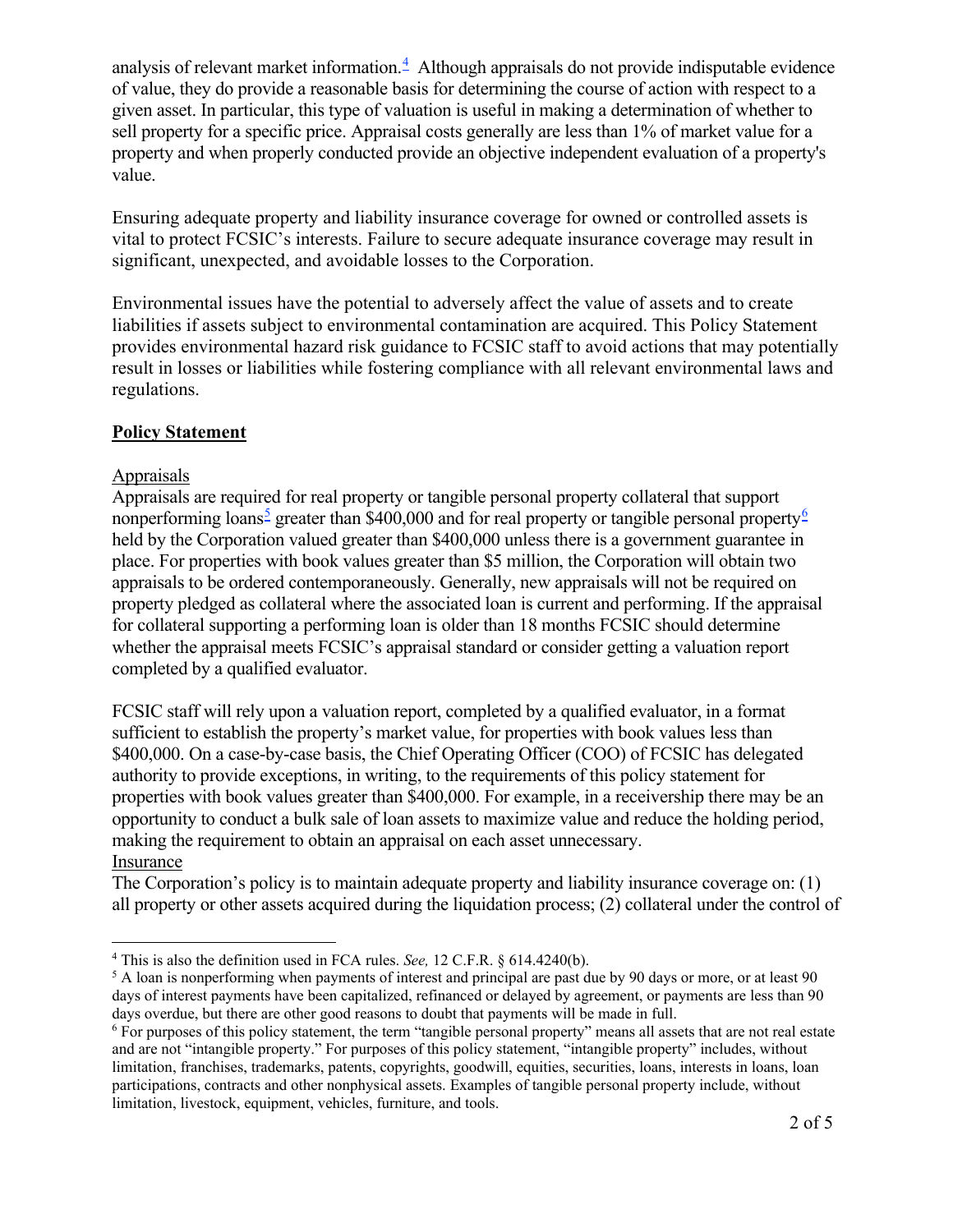analysis of relevant market information.[4] Although appraisals do not provide indisputable evidence of value, they do provide a reasonable basis for determining the course of action with respect to a given asset. In particular, this type of valuation is useful in making a determination of whether to sell property for a specific price. Appraisal costs generally are less than 1% of market value for a property and when properly conducted provide an objective independent evaluation of a property's value.

Ensuring adequate property and liability insurance coverage for owned or controlled assets is vital to protect FCSIC's interests. Failure to secure adequate insurance coverage may result in significant, unexpected, and avoidable losses to the Corporation.

Environmental issues have the potential to adversely affect the value of assets and to create liabilities if assets subject to environmental contamination are acquired. This Policy Statement provides environmental hazard risk guidance to FCSIC staff to avoid actions that may potentially result in losses or liabilities while fostering compliance with all relevant environmental laws and regulations.

## Policy Statement

### Appraisals

Appraisals are required for real property or tangible personal property collateral that support nonperforming loans[5] greater than $400,000 and for real property or tangible personal property[6] held by the Corporation valued greater than $400,000 unless there is a government guarantee in place. For properties with book values greater than $5 million, the Corporation will obtain two appraisals to be ordered contemporaneously. Generally, new appraisals will not be required on property pledged as collateral where the associated loan is current and performing. If the appraisal for collateral supporting a performing loan is older than 18 months FCSIC should determine whether the appraisal meets FCSIC's appraisal standard or consider getting a valuation report completed by a qualified evaluator.

FCSIC staff will rely upon a valuation report, completed by a qualified evaluator, in a format sufficient to establish the property's market value, for properties with book values less than $400,000. On a case-by-case basis, the Chief Operating Officer (COO) of FCSIC has delegated authority to provide exceptions, in writing, to the requirements of this policy statement for properties with book values greater than $400,000. For example, in a receivership there may be an opportunity to conduct a bulk sale of loan assets to maximize value and reduce the holding period, making the requirement to obtain an appraisal on each asset unnecessary.

### Insurance

The Corporation's policy is to maintain adequate property and liability insurance coverage on: (1) all property or other assets acquired during the liquidation process; (2) collateral under the control of

---

[4] This is also the definition used in FCA rules. *See,* 12 C.F.R. § 614.4240(b).

[5] A loan is nonperforming when payments of interest and principal are past due by 90 days or more, or at least 90 days of interest payments have been capitalized, refinanced or delayed by agreement, or payments are less than 90 days overdue, but there are other good reasons to doubt that payments will be made in full.

[6] For purposes of this policy statement, the term "tangible personal property" means all assets that are not real estate and are not "intangible property." For purposes of this policy statement, "intangible property" includes, without limitation, franchises, trademarks, patents, copyrights, goodwill, equities, securities, loans, interests in loans, loan participations, contracts and other nonphysical assets. Examples of tangible personal property include, without limitation, livestock, equipment, vehicles, furniture, and tools.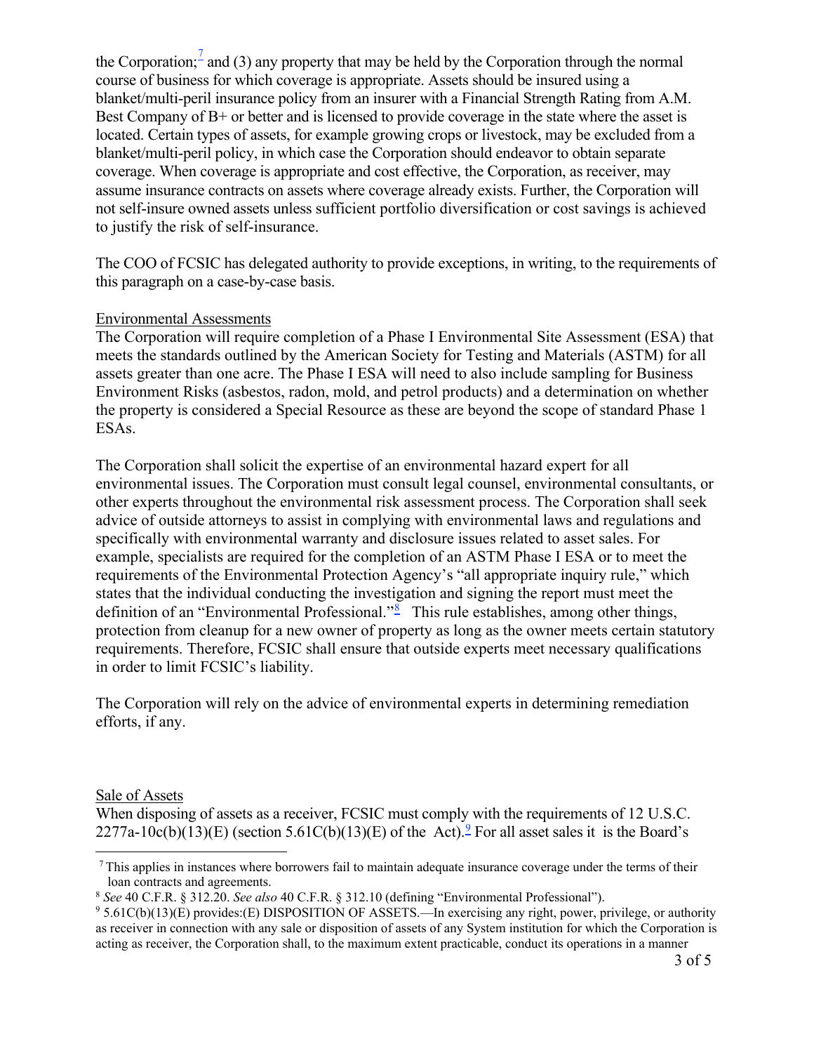the Corporation;[7] and (3) any property that may be held by the Corporation through the normal course of business for which coverage is appropriate. Assets should be insured using a blanket/multi-peril insurance policy from an insurer with a Financial Strength Rating from A.M. Best Company of B+ or better and is licensed to provide coverage in the state where the asset is located. Certain types of assets, for example growing crops or livestock, may be excluded from a blanket/multi-peril policy, in which case the Corporation should endeavor to obtain separate coverage. When coverage is appropriate and cost effective, the Corporation, as receiver, may assume insurance contracts on assets where coverage already exists. Further, the Corporation will not self-insure owned assets unless sufficient portfolio diversification or cost savings is achieved to justify the risk of self-insurance.

The COO of FCSIC has delegated authority to provide exceptions, in writing, to the requirements of this paragraph on a case-by-case basis.

Environmental Assessments

The Corporation will require completion of a Phase I Environmental Site Assessment (ESA) that meets the standards outlined by the American Society for Testing and Materials (ASTM) for all assets greater than one acre. The Phase I ESA will need to also include sampling for Business Environment Risks (asbestos, radon, mold, and petrol products) and a determination on whether the property is considered a Special Resource as these are beyond the scope of standard Phase 1 ESAs.

The Corporation shall solicit the expertise of an environmental hazard expert for all environmental issues. The Corporation must consult legal counsel, environmental consultants, or other experts throughout the environmental risk assessment process. The Corporation shall seek advice of outside attorneys to assist in complying with environmental laws and regulations and specifically with environmental warranty and disclosure issues related to asset sales. For example, specialists are required for the completion of an ASTM Phase I ESA or to meet the requirements of the Environmental Protection Agency's "all appropriate inquiry rule," which states that the individual conducting the investigation and signing the report must meet the definition of an "Environmental Professional."[8] This rule establishes, among other things, protection from cleanup for a new owner of property as long as the owner meets certain statutory requirements. Therefore, FCSIC shall ensure that outside experts meet necessary qualifications in order to limit FCSIC's liability.

The Corporation will rely on the advice of environmental experts in determining remediation efforts, if any.

Sale of Assets

When disposing of assets as a receiver, FCSIC must comply with the requirements of 12 U.S.C. 2277a-10c(b)(13)(E) (section 5.61C(b)(13)(E) of the Act).[9] For all asset sales it is the Board's

---

[7] This applies in instances where borrowers fail to maintain adequate insurance coverage under the terms of their loan contracts and agreements.

[8] *See* 40 C.F.R. § 312.20. *See also* 40 C.F.R. § 312.10 (defining "Environmental Professional").

[9] 5.61C(b)(13)(E) provides:(E) DISPOSITION OF ASSETS.—In exercising any right, power, privilege, or authority as receiver in connection with any sale or disposition of assets of any System institution for which the Corporation is acting as receiver, the Corporation shall, to the maximum extent practicable, conduct its operations in a manner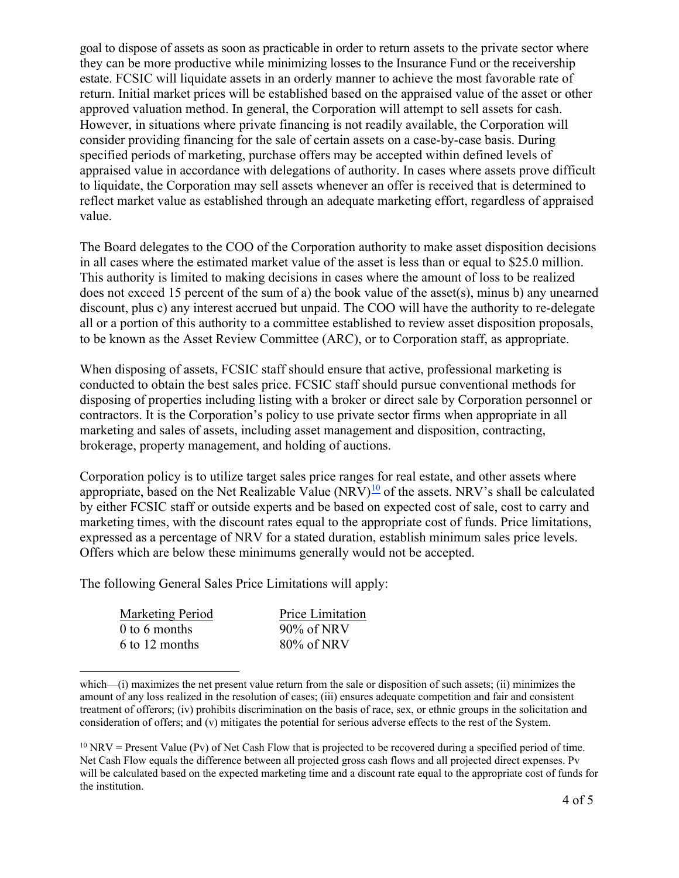goal to dispose of assets as soon as practicable in order to return assets to the private sector where they can be more productive while minimizing losses to the Insurance Fund or the receivership estate. FCSIC will liquidate assets in an orderly manner to achieve the most favorable rate of return. Initial market prices will be established based on the appraised value of the asset or other approved valuation method. In general, the Corporation will attempt to sell assets for cash. However, in situations where private financing is not readily available, the Corporation will consider providing financing for the sale of certain assets on a case-by-case basis. During specified periods of marketing, purchase offers may be accepted within defined levels of appraised value in accordance with delegations of authority. In cases where assets prove difficult to liquidate, the Corporation may sell assets whenever an offer is received that is determined to reflect market value as established through an adequate marketing effort, regardless of appraised value.

The Board delegates to the COO of the Corporation authority to make asset disposition decisions in all cases where the estimated market value of the asset is less than or equal to $25.0 million. This authority is limited to making decisions in cases where the amount of loss to be realized does not exceed 15 percent of the sum of a) the book value of the asset(s), minus b) any unearned discount, plus c) any interest accrued but unpaid. The COO will have the authority to re-delegate all or a portion of this authority to a committee established to review asset disposition proposals, to be known as the Asset Review Committee (ARC), or to Corporation staff, as appropriate.

When disposing of assets, FCSIC staff should ensure that active, professional marketing is conducted to obtain the best sales price. FCSIC staff should pursue conventional methods for disposing of properties including listing with a broker or direct sale by Corporation personnel or contractors. It is the Corporation's policy to use private sector firms when appropriate in all marketing and sales of assets, including asset management and disposition, contracting, brokerage, property management, and holding of auctions.

Corporation policy is to utilize target sales price ranges for real estate, and other assets where appropriate, based on the Net Realizable Value (NRV)[10] of the assets. NRV's shall be calculated by either FCSIC staff or outside experts and be based on expected cost of sale, cost to carry and marketing times, with the discount rates equal to the appropriate cost of funds. Price limitations, expressed as a percentage of NRV for a stated duration, establish minimum sales price levels. Offers which are below these minimums generally would not be accepted.

The following General Sales Price Limitations will apply:

| Marketing Period | Price Limitation |
|---|---|
| 0 to 6 months | 90% of NRV |
| 6 to 12 months | 80% of NRV |

---

which—(i) maximizes the net present value return from the sale or disposition of such assets; (ii) minimizes the amount of any loss realized in the resolution of cases; (iii) ensures adequate competition and fair and consistent treatment of offerors; (iv) prohibits discrimination on the basis of race, sex, or ethnic groups in the solicitation and consideration of offers; and (v) mitigates the potential for serious adverse effects to the rest of the System.

[10] NRV = Present Value (Pv) of Net Cash Flow that is projected to be recovered during a specified period of time. Net Cash Flow equals the difference between all projected gross cash flows and all projected direct expenses. Pv will be calculated based on the expected marketing time and a discount rate equal to the appropriate cost of funds for the institution.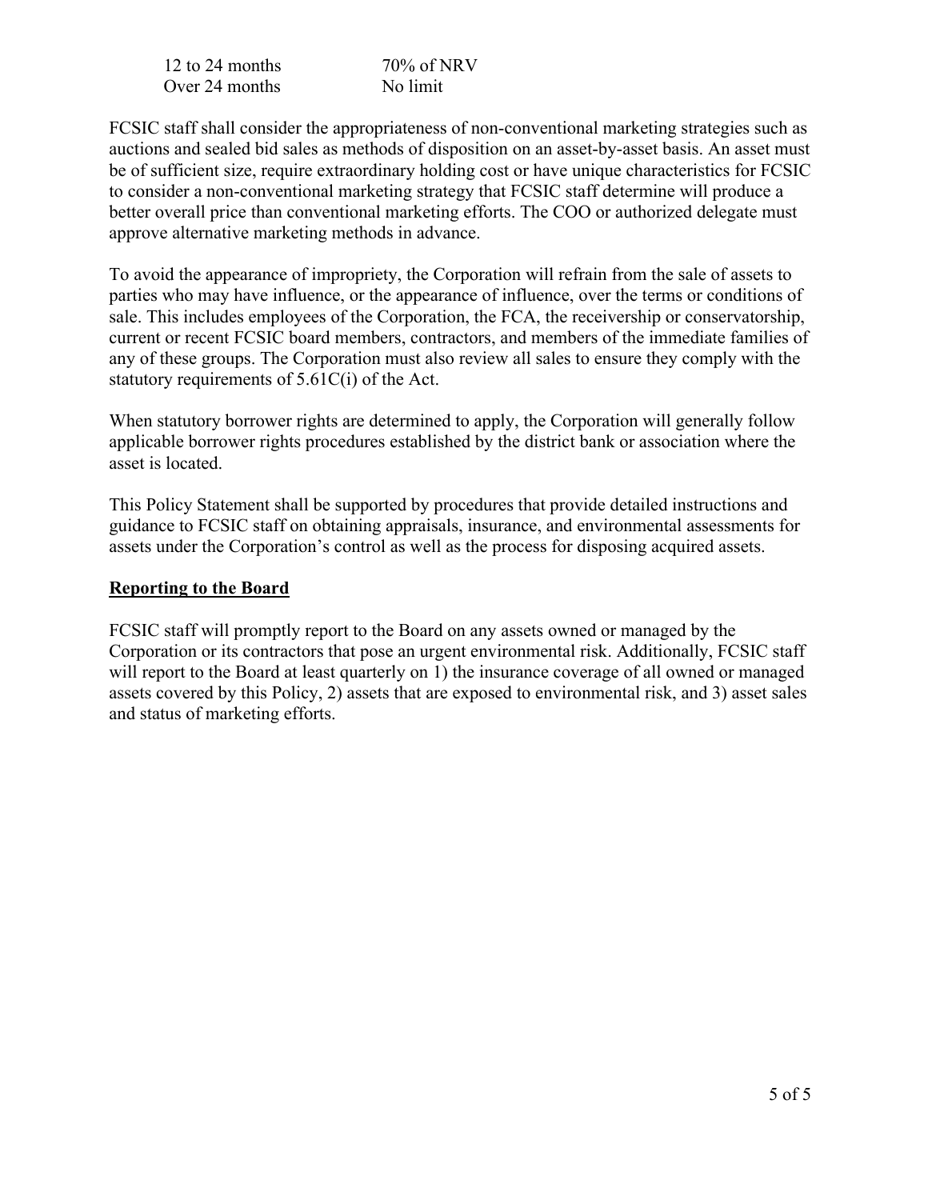| | |
|---|---|
| 12 to 24 months | 70% of NRV |
| Over 24 months | No limit |

FCSIC staff shall consider the appropriateness of non-conventional marketing strategies such as auctions and sealed bid sales as methods of disposition on an asset-by-asset basis. An asset must be of sufficient size, require extraordinary holding cost or have unique characteristics for FCSIC to consider a non-conventional marketing strategy that FCSIC staff determine will produce a better overall price than conventional marketing efforts. The COO or authorized delegate must approve alternative marketing methods in advance.

To avoid the appearance of impropriety, the Corporation will refrain from the sale of assets to parties who may have influence, or the appearance of influence, over the terms or conditions of sale. This includes employees of the Corporation, the FCA, the receivership or conservatorship, current or recent FCSIC board members, contractors, and members of the immediate families of any of these groups. The Corporation must also review all sales to ensure they comply with the statutory requirements of 5.61C(i) of the Act.

When statutory borrower rights are determined to apply, the Corporation will generally follow applicable borrower rights procedures established by the district bank or association where the asset is located.

This Policy Statement shall be supported by procedures that provide detailed instructions and guidance to FCSIC staff on obtaining appraisals, insurance, and environmental assessments for assets under the Corporation's control as well as the process for disposing acquired assets.

## Reporting to the Board

FCSIC staff will promptly report to the Board on any assets owned or managed by the Corporation or its contractors that pose an urgent environmental risk. Additionally, FCSIC staff will report to the Board at least quarterly on 1) the insurance coverage of all owned or managed assets covered by this Policy, 2) assets that are exposed to environmental risk, and 3) asset sales and status of marketing efforts.